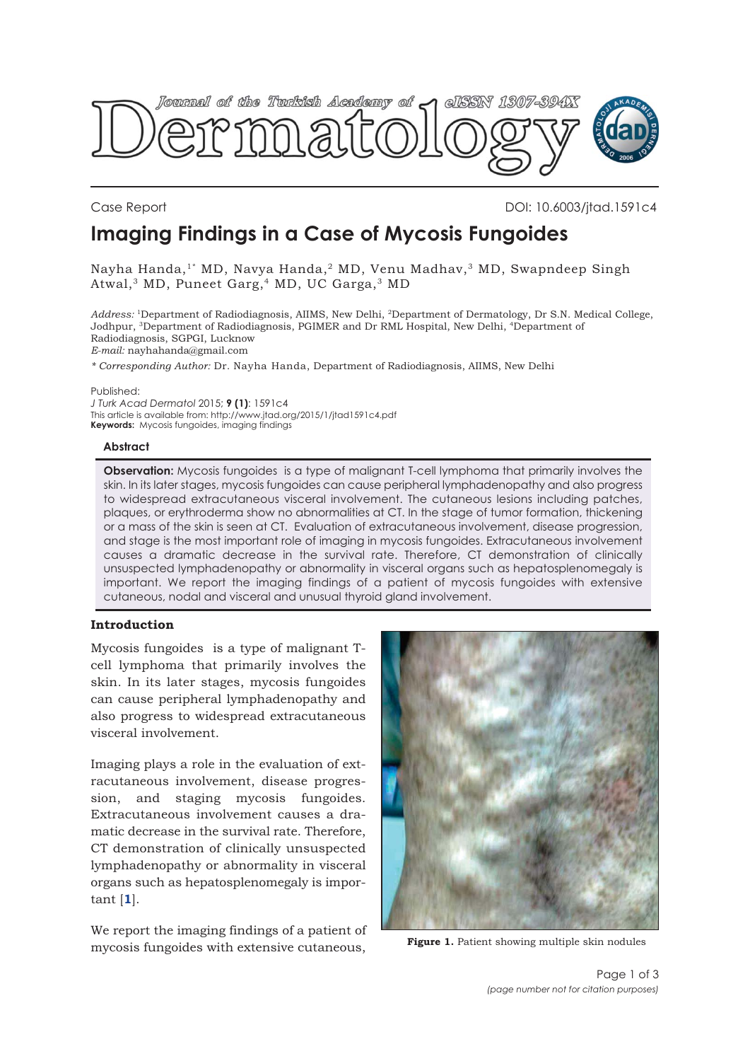Case Report

DOI: 10.6003/jtad.1591c4

# Imaging Findings in a Case of Mycosis Fungoides

Nayha Handa,[1*] MD, Navya Handa,[2] MD, Venu Madhav,[3] MD, Swapndeep Singh Atwal,[3] MD, Puneet Garg,[4] MD, UC Garga,[3] MD

*Address:* [1]Department of Radiodiagnosis, AIIMS, New Delhi, [2]Department of Dermatology, Dr S.N. Medical College, Jodhpur, [3]Department of Radiodiagnosis, PGIMER and Dr RML Hospital, New Delhi, [4]Department of Radiodiagnosis, SGPGI, Lucknow
*E-mail:* nayhahanda@gmail.com

*\* Corresponding Author:* Dr. Nayha Handa, Department of Radiodiagnosis, AIIMS, New Delhi

Published:
*J Turk Acad Dermatol* 2015; **9 (1)**: 1591c4
This article is available from: http://www.jtad.org/2015/1/jtad1591c4.pdf
**Keywords:** Mycosis fungoides, imaging findings

## Abstract

**Observation:** Mycosis fungoides is a type of malignant T-cell lymphoma that primarily involves the skin. In its later stages, mycosis fungoides can cause peripheral lymphadenopathy and also progress to widespread extracutaneous visceral involvement. The cutaneous lesions including patches, plaques, or erythroderma show no abnormalities at CT. In the stage of tumor formation, thickening or a mass of the skin is seen at CT. Evaluation of extracutaneous involvement, disease progression, and stage is the most important role of imaging in mycosis fungoides. Extracutaneous involvement causes a dramatic decrease in the survival rate. Therefore, CT demonstration of clinically unsuspected lymphadenopathy or abnormality in visceral organs such as hepatosplenomegaly is important. We report the imaging findings of a patient of mycosis fungoides with extensive cutaneous, nodal and visceral and unusual thyroid gland involvement.

## Introduction

Mycosis fungoides is a type of malignant T-cell lymphoma that primarily involves the skin. In its later stages, mycosis fungoides can cause peripheral lymphadenopathy and also progress to widespread extracutaneous visceral involvement.

Imaging plays a role in the evaluation of extracutaneous involvement, disease progression, and staging mycosis fungoides. Extracutaneous involvement causes a dramatic decrease in the survival rate. Therefore, CT demonstration of clinically unsuspected lymphadenopathy or abnormality in visceral organs such as hepatosplenomegaly is important [1].

We report the imaging findings of a patient of mycosis fungoides with extensive cutaneous,

**Figure 1.** Patient showing multiple skin nodules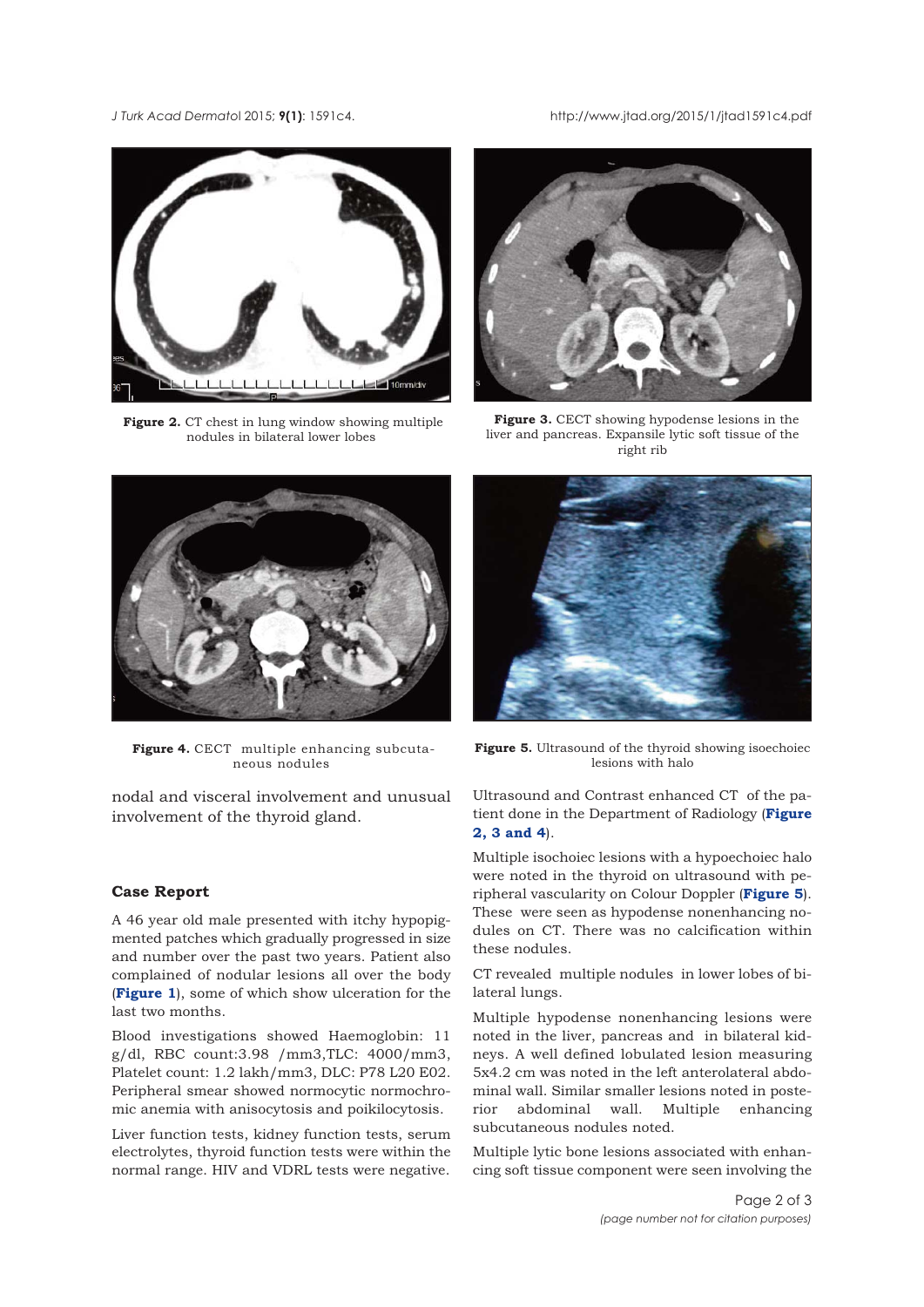Figure 2. CT chest in lung window showing multiple nodules in bilateral lower lobes

Figure 3. CECT showing hypodense lesions in the liver and pancreas. Expansile lytic soft tissue of the right rib

Figure 4. CECT multiple enhancing subcutaneous nodules

Figure 5. Ultrasound of the thyroid showing isoechoic lesions with halo

nodal and visceral involvement and unusual involvement of the thyroid gland.

## Case Report

A 46 year old male presented with itchy hypopigmented patches which gradually progressed in size and number over the past two years. Patient also complained of nodular lesions all over the body (**Figure 1**), some of which show ulceration for the last two months.

Blood investigations showed Haemoglobin: 11 g/dl, RBC count:3.98 /mm3,TLC: 4000/mm3, Platelet count: 1.2 lakh/mm3, DLC: P78 L20 E02. Peripheral smear showed normocytic normochromic anemia with anisocytosis and poikilocytosis.

Liver function tests, kidney function tests, serum electrolytes, thyroid function tests were within the normal range. HIV and VDRL tests were negative.

Ultrasound and Contrast enhanced CT of the patient done in the Department of Radiology (**Figure 2, 3 and 4**).

Multiple isochoiec lesions with a hypoechoiec halo were noted in the thyroid on ultrasound with peripheral vascularity on Colour Doppler (**Figure 5**). These were seen as hypodense nonenhancing nodules on CT. There was no calcification within these nodules.

CT revealed multiple nodules in lower lobes of bilateral lungs.

Multiple hypodense nonenhancing lesions were noted in the liver, pancreas and in bilateral kidneys. A well defined lobulated lesion measuring 5x4.2 cm was noted in the left anterolateral abdominal wall. Similar smaller lesions noted in posterior abdominal wall. Multiple enhancing subcutaneous nodules noted.

Multiple lytic bone lesions associated with enhancing soft tissue component were seen involving the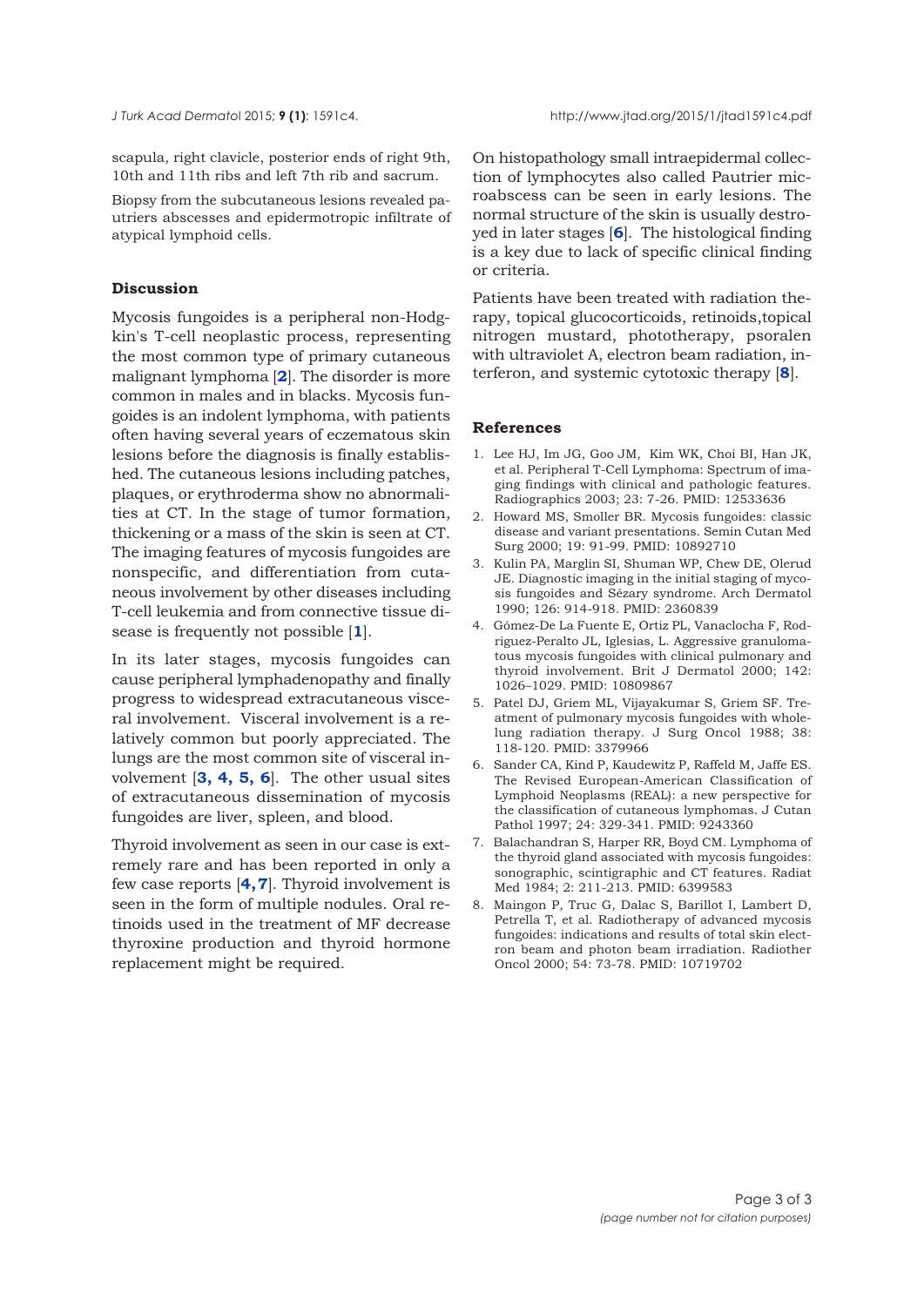scapula, right clavicle, posterior ends of right 9th, 10th and 11th ribs and left 7th rib and sacrum.

Biopsy from the subcutaneous lesions revealed pautriers abscesses and epidermotropic infiltrate of atypical lymphoid cells.

## Discussion

Mycosis fungoides is a peripheral non-Hodgkin's T-cell neoplastic process, representing the most common type of primary cutaneous malignant lymphoma [**2**]. The disorder is more common in males and in blacks. Mycosis fungoides is an indolent lymphoma, with patients often having several years of eczematous skin lesions before the diagnosis is finally established. The cutaneous lesions including patches, plaques, or erythroderma show no abnormalities at CT. In the stage of tumor formation, thickening or a mass of the skin is seen at CT. The imaging features of mycosis fungoides are nonspecific, and differentiation from cutaneous involvement by other diseases including T-cell leukemia and from connective tissue disease is frequently not possible [**1**].

In its later stages, mycosis fungoides can cause peripheral lymphadenopathy and finally progress to widespread extracutaneous visceral involvement. Visceral involvement is a relatively common but poorly appreciated. The lungs are the most common site of visceral involvement [**3, 4, 5, 6**]. The other usual sites of extracutaneous dissemination of mycosis fungoides are liver, spleen, and blood.

Thyroid involvement as seen in our case is extremely rare and has been reported in only a few case reports [**4,7**]. Thyroid involvement is seen in the form of multiple nodules. Oral retinoids used in the treatment of MF decrease thyroxine production and thyroid hormone replacement might be required.

On histopathology small intraepidermal collection of lymphocytes also called Pautrier microabscess can be seen in early lesions. The normal structure of the skin is usually destroyed in later stages [**6**]. The histological finding is a key due to lack of specific clinical finding or criteria.

Patients have been treated with radiation therapy, topical glucocorticoids, retinoids,topical nitrogen mustard, phototherapy, psoralen with ultraviolet A, electron beam radiation, interferon, and systemic cytotoxic therapy [**8**].

## References

1. Lee HJ, Im JG, Goo JM, Kim WK, Choi BI, Han JK, et al. Peripheral T-Cell Lymphoma: Spectrum of imaging findings with clinical and pathologic features. Radiographics 2003; 23: 7-26. PMID: 12533636
2. Howard MS, Smoller BR. Mycosis fungoides: classic disease and variant presentations. Semin Cutan Med Surg 2000; 19: 91-99. PMID: 10892710
3. Kulin PA, Marglin SI, Shuman WP, Chew DE, Olerud JE. Diagnostic imaging in the initial staging of mycosis fungoides and Sézary syndrome. Arch Dermatol 1990; 126: 914-918. PMID: 2360839
4. Gómez-De La Fuente E, Ortiz PL, Vanaclocha F, Rodriguez-Peralto JL, Iglesias, L. Aggressive granulomatous mycosis fungoides with clinical pulmonary and thyroid involvement. Brit J Dermatol 2000; 142: 1026–1029. PMID: 10809867
5. Patel DJ, Griem ML, Vijayakumar S, Griem SF. Treatment of pulmonary mycosis fungoides with whole-lung radiation therapy. J Surg Oncol 1988; 38: 118-120. PMID: 3379966
6. Sander CA, Kind P, Kaudewitz P, Raffeld M, Jaffe ES. The Revised European-American Classification of Lymphoid Neoplasms (REAL): a new perspective for the classification of cutaneous lymphomas. J Cutan Pathol 1997; 24: 329-341. PMID: 9243360
7. Balachandran S, Harper RR, Boyd CM. Lymphoma of the thyroid gland associated with mycosis fungoides: sonographic, scintigraphic and CT features. Radiat Med 1984; 2: 211-213. PMID: 6399583
8. Maingon P, Truc G, Dalac S, Barillot I, Lambert D, Petrella T, et al. Radiotherapy of advanced mycosis fungoides: indications and results of total skin electron beam and photon beam irradiation. Radiother Oncol 2000; 54: 73-78. PMID: 10719702